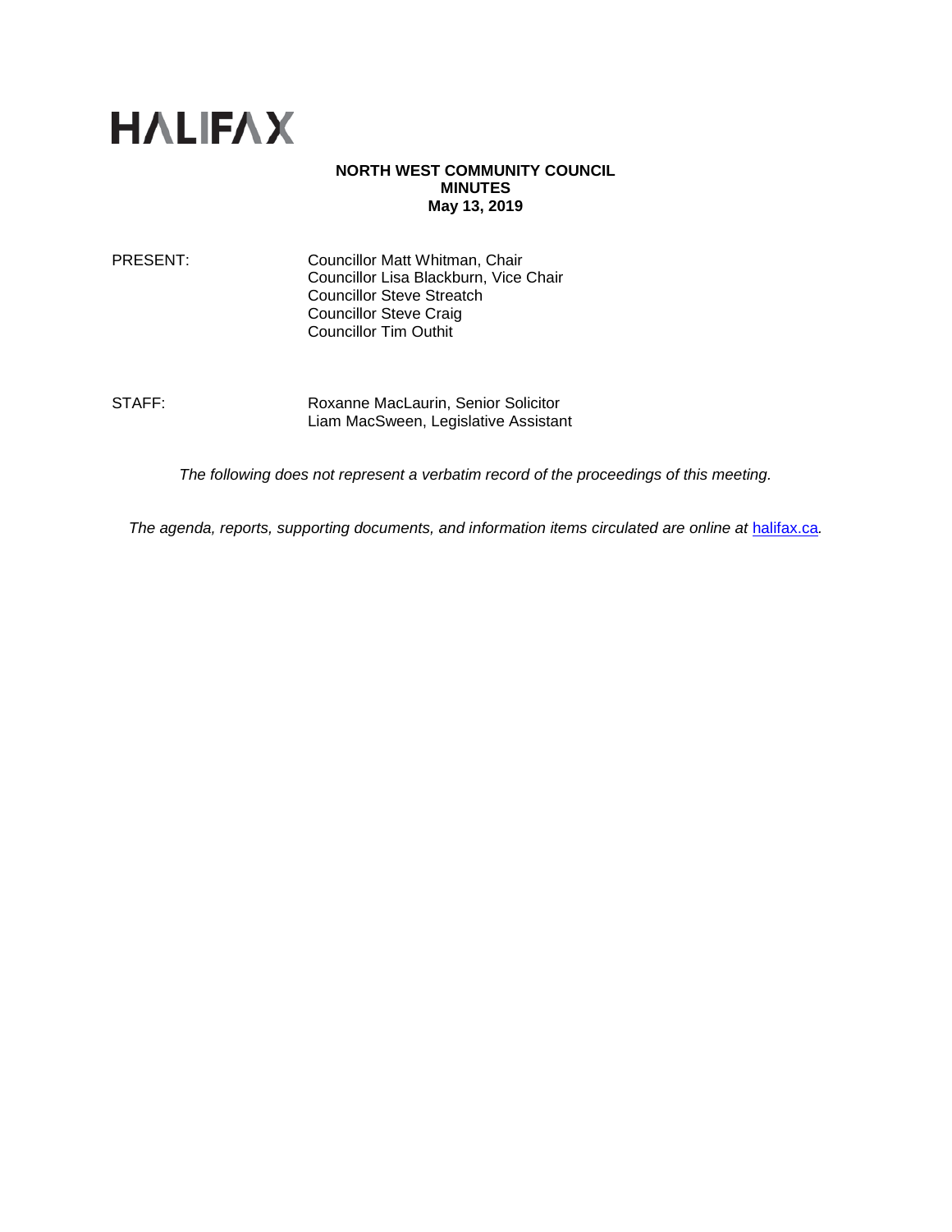HALIFAX

**NORTH WEST COMMUNITY COUNCIL**
**MINUTES**
**May 13, 2019**

| | |
|---|---|
| PRESENT: | Councillor Matt Whitman, Chair<br>Councillor Lisa Blackburn, Vice Chair<br>Councillor Steve Streatch<br>Councillor Steve Craig<br>Councillor Tim Outhit |
| STAFF: | Roxanne MacLaurin, Senior Solicitor<br>Liam MacSween, Legislative Assistant |

*The following does not represent a verbatim record of the proceedings of this meeting.*

*The agenda, reports, supporting documents, and information items circulated are online at [halifax.ca](halifax.ca).*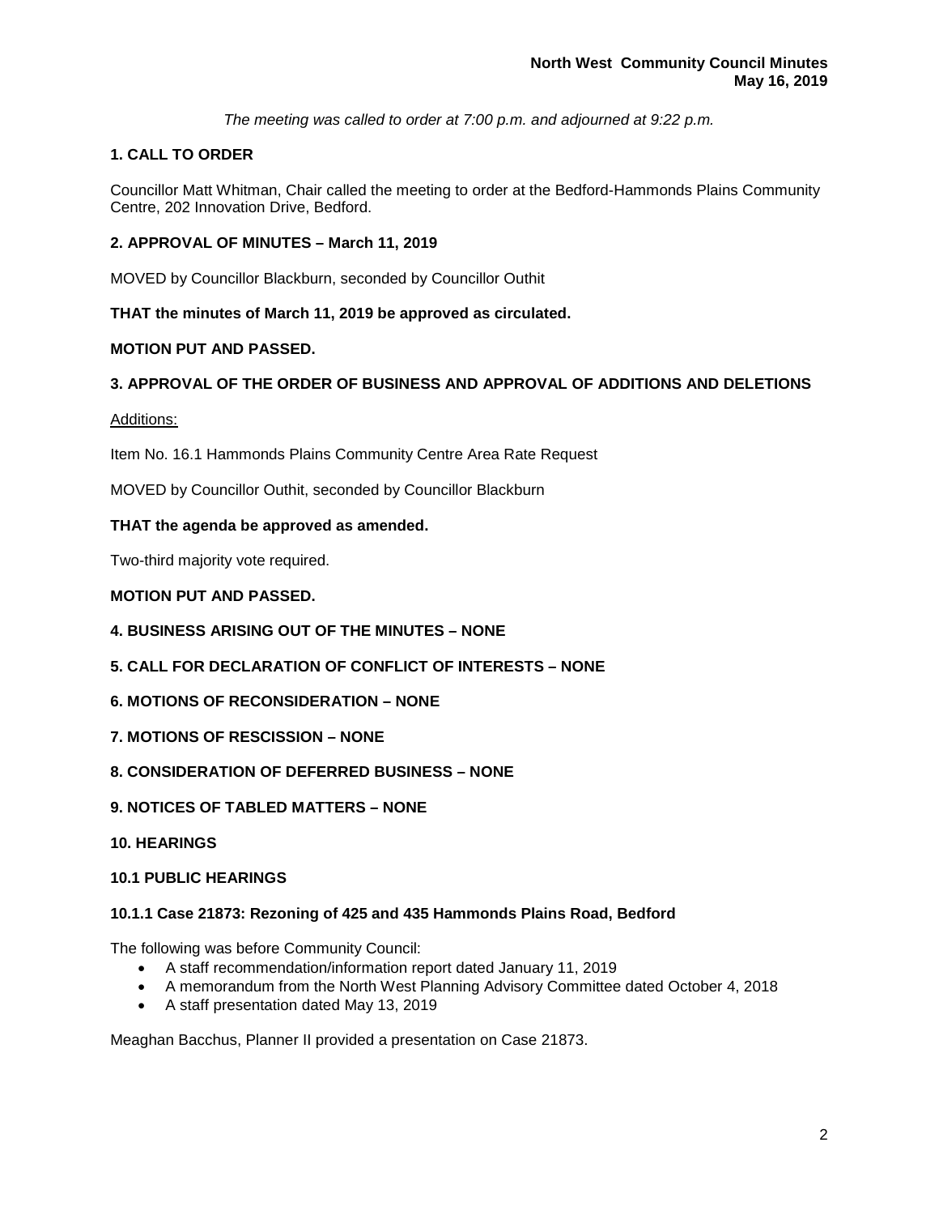*The meeting was called to order at 7:00 p.m. and adjourned at 9:22 p.m.*

## 1. CALL TO ORDER

Councillor Matt Whitman, Chair called the meeting to order at the Bedford-Hammonds Plains Community Centre, 202 Innovation Drive, Bedford.

## 2. APPROVAL OF MINUTES – March 11, 2019

MOVED by Councillor Blackburn, seconded by Councillor Outhit

**THAT the minutes of March 11, 2019 be approved as circulated.**

**MOTION PUT AND PASSED.**

## 3. APPROVAL OF THE ORDER OF BUSINESS AND APPROVAL OF ADDITIONS AND DELETIONS

Additions:

Item No. 16.1 Hammonds Plains Community Centre Area Rate Request

MOVED by Councillor Outhit, seconded by Councillor Blackburn

**THAT the agenda be approved as amended.**

Two-third majority vote required.

**MOTION PUT AND PASSED.**

## 4. BUSINESS ARISING OUT OF THE MINUTES – NONE

## 5. CALL FOR DECLARATION OF CONFLICT OF INTERESTS – NONE

## 6. MOTIONS OF RECONSIDERATION – NONE

## 7. MOTIONS OF RESCISSION – NONE

## 8. CONSIDERATION OF DEFERRED BUSINESS – NONE

## 9. NOTICES OF TABLED MATTERS – NONE

## 10. HEARINGS

### 10.1 PUBLIC HEARINGS

#### 10.1.1 Case 21873: Rezoning of 425 and 435 Hammonds Plains Road, Bedford

The following was before Community Council:

- A staff recommendation/information report dated January 11, 2019
- A memorandum from the North West Planning Advisory Committee dated October 4, 2018
- A staff presentation dated May 13, 2019

Meaghan Bacchus, Planner II provided a presentation on Case 21873.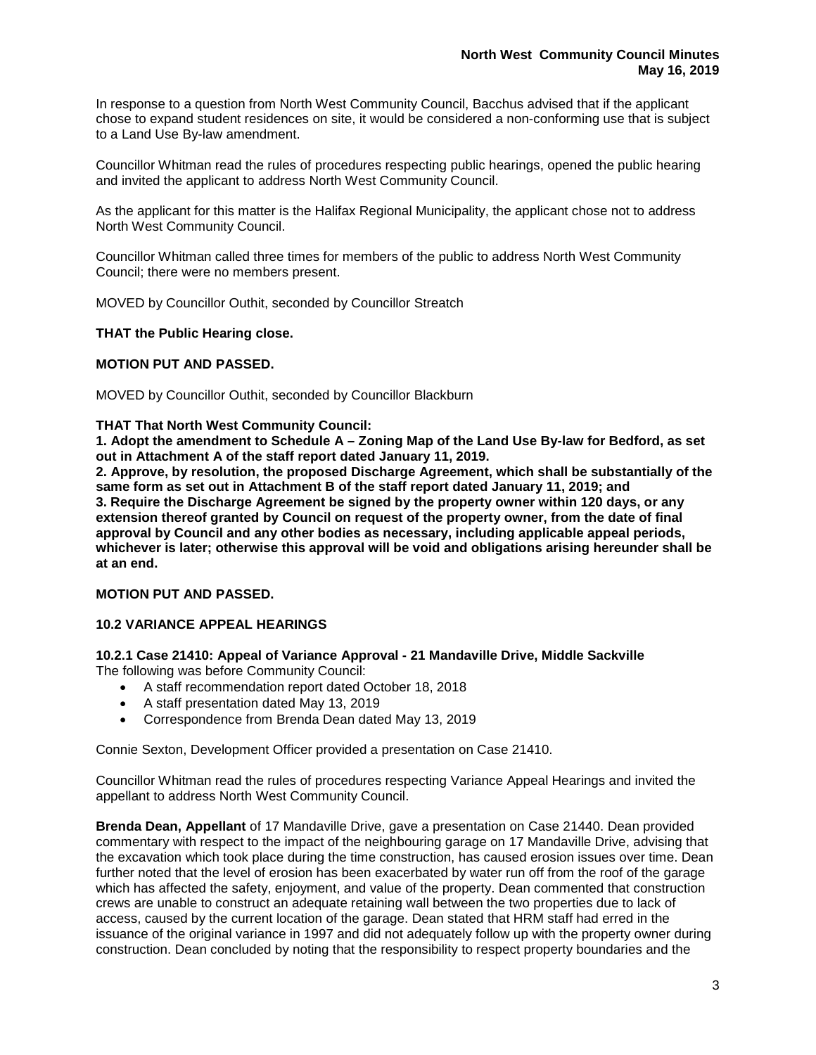In response to a question from North West Community Council, Bacchus advised that if the applicant chose to expand student residences on site, it would be considered a non-conforming use that is subject to a Land Use By-law amendment.

Councillor Whitman read the rules of procedures respecting public hearings, opened the public hearing and invited the applicant to address North West Community Council.

As the applicant for this matter is the Halifax Regional Municipality, the applicant chose not to address North West Community Council.

Councillor Whitman called three times for members of the public to address North West Community Council; there were no members present.

MOVED by Councillor Outhit, seconded by Councillor Streatch

**THAT the Public Hearing close.**

**MOTION PUT AND PASSED.**

MOVED by Councillor Outhit, seconded by Councillor Blackburn

**THAT That North West Community Council:**
**1. Adopt the amendment to Schedule A – Zoning Map of the Land Use By-law for Bedford, as set out in Attachment A of the staff report dated January 11, 2019.**
**2. Approve, by resolution, the proposed Discharge Agreement, which shall be substantially of the same form as set out in Attachment B of the staff report dated January 11, 2019; and**
**3. Require the Discharge Agreement be signed by the property owner within 120 days, or any extension thereof granted by Council on request of the property owner, from the date of final approval by Council and any other bodies as necessary, including applicable appeal periods, whichever is later; otherwise this approval will be void and obligations arising hereunder shall be at an end.**

**MOTION PUT AND PASSED.**

### 10.2 VARIANCE APPEAL HEARINGS

#### 10.2.1 Case 21410: Appeal of Variance Approval - 21 Mandaville Drive, Middle Sackville

The following was before Community Council:

- A staff recommendation report dated October 18, 2018
- A staff presentation dated May 13, 2019
- Correspondence from Brenda Dean dated May 13, 2019

Connie Sexton, Development Officer provided a presentation on Case 21410.

Councillor Whitman read the rules of procedures respecting Variance Appeal Hearings and invited the appellant to address North West Community Council.

**Brenda Dean, Appellant** of 17 Mandaville Drive, gave a presentation on Case 21440. Dean provided commentary with respect to the impact of the neighbouring garage on 17 Mandaville Drive, advising that the excavation which took place during the time construction, has caused erosion issues over time. Dean further noted that the level of erosion has been exacerbated by water run off from the roof of the garage which has affected the safety, enjoyment, and value of the property. Dean commented that construction crews are unable to construct an adequate retaining wall between the two properties due to lack of access, caused by the current location of the garage. Dean stated that HRM staff had erred in the issuance of the original variance in 1997 and did not adequately follow up with the property owner during construction. Dean concluded by noting that the responsibility to respect property boundaries and the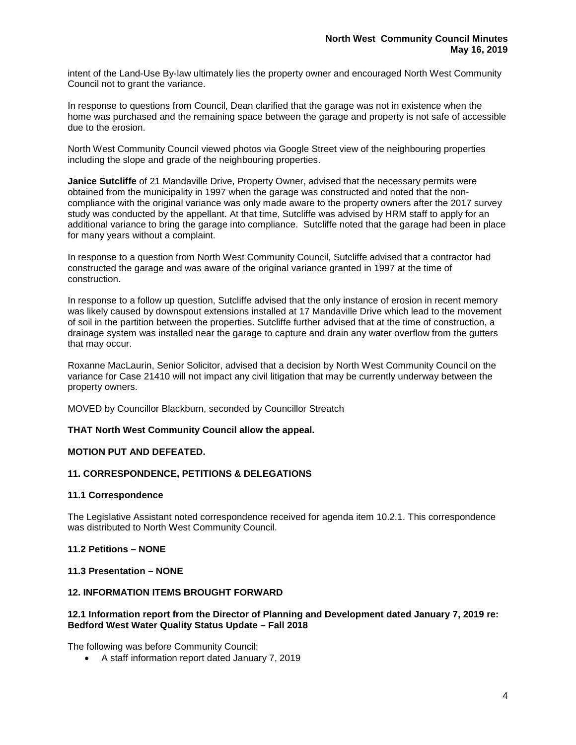intent of the Land-Use By-law ultimately lies the property owner and encouraged North West Community Council not to grant the variance.

In response to questions from Council, Dean clarified that the garage was not in existence when the home was purchased and the remaining space between the garage and property is not safe of accessible due to the erosion.

North West Community Council viewed photos via Google Street view of the neighbouring properties including the slope and grade of the neighbouring properties.

**Janice Sutcliffe** of 21 Mandaville Drive, Property Owner, advised that the necessary permits were obtained from the municipality in 1997 when the garage was constructed and noted that the non-compliance with the original variance was only made aware to the property owners after the 2017 survey study was conducted by the appellant. At that time, Sutcliffe was advised by HRM staff to apply for an additional variance to bring the garage into compliance. Sutcliffe noted that the garage had been in place for many years without a complaint.

In response to a question from North West Community Council, Sutcliffe advised that a contractor had constructed the garage and was aware of the original variance granted in 1997 at the time of construction.

In response to a follow up question, Sutcliffe advised that the only instance of erosion in recent memory was likely caused by downspout extensions installed at 17 Mandaville Drive which lead to the movement of soil in the partition between the properties. Sutcliffe further advised that at the time of construction, a drainage system was installed near the garage to capture and drain any water overflow from the gutters that may occur.

Roxanne MacLaurin, Senior Solicitor, advised that a decision by North West Community Council on the variance for Case 21410 will not impact any civil litigation that may be currently underway between the property owners.

MOVED by Councillor Blackburn, seconded by Councillor Streatch

**THAT North West Community Council allow the appeal.**

**MOTION PUT AND DEFEATED.**

## 11. CORRESPONDENCE, PETITIONS & DELEGATIONS

### 11.1 Correspondence

The Legislative Assistant noted correspondence received for agenda item 10.2.1. This correspondence was distributed to North West Community Council.

### 11.2 Petitions – NONE

### 11.3 Presentation – NONE

## 12. INFORMATION ITEMS BROUGHT FORWARD

### 12.1 Information report from the Director of Planning and Development dated January 7, 2019 re: Bedford West Water Quality Status Update – Fall 2018

The following was before Community Council:

- A staff information report dated January 7, 2019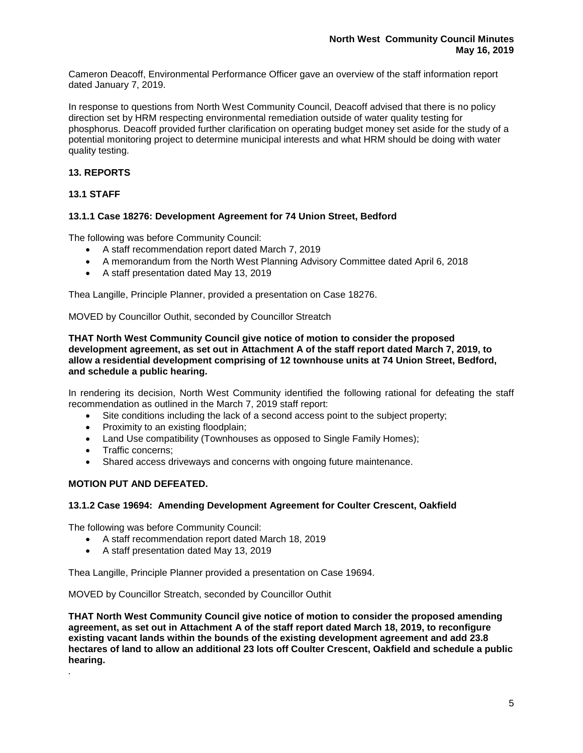Cameron Deacoff, Environmental Performance Officer gave an overview of the staff information report dated January 7, 2019.

In response to questions from North West Community Council, Deacoff advised that there is no policy direction set by HRM respecting environmental remediation outside of water quality testing for phosphorus. Deacoff provided further clarification on operating budget money set aside for the study of a potential monitoring project to determine municipal interests and what HRM should be doing with water quality testing.

## 13. REPORTS

### 13.1 STAFF

#### 13.1.1 Case 18276: Development Agreement for 74 Union Street, Bedford

The following was before Community Council:

- A staff recommendation report dated March 7, 2019
- A memorandum from the North West Planning Advisory Committee dated April 6, 2018
- A staff presentation dated May 13, 2019

Thea Langille, Principle Planner, provided a presentation on Case 18276.

MOVED by Councillor Outhit, seconded by Councillor Streatch

**THAT North West Community Council give notice of motion to consider the proposed development agreement, as set out in Attachment A of the staff report dated March 7, 2019, to allow a residential development comprising of 12 townhouse units at 74 Union Street, Bedford, and schedule a public hearing.**

In rendering its decision, North West Community identified the following rational for defeating the staff recommendation as outlined in the March 7, 2019 staff report:

- Site conditions including the lack of a second access point to the subject property;
- Proximity to an existing floodplain;
- Land Use compatibility (Townhouses as opposed to Single Family Homes);
- Traffic concerns;
- Shared access driveways and concerns with ongoing future maintenance.

**MOTION PUT AND DEFEATED.**

#### 13.1.2 Case 19694: Amending Development Agreement for Coulter Crescent, Oakfield

The following was before Community Council:

- A staff recommendation report dated March 18, 2019
- A staff presentation dated May 13, 2019

Thea Langille, Principle Planner provided a presentation on Case 19694.

MOVED by Councillor Streatch, seconded by Councillor Outhit

**THAT North West Community Council give notice of motion to consider the proposed amending agreement, as set out in Attachment A of the staff report dated March 18, 2019, to reconfigure existing vacant lands within the bounds of the existing development agreement and add 23.8 hectares of land to allow an additional 23 lots off Coulter Crescent, Oakfield and schedule a public hearing.**

.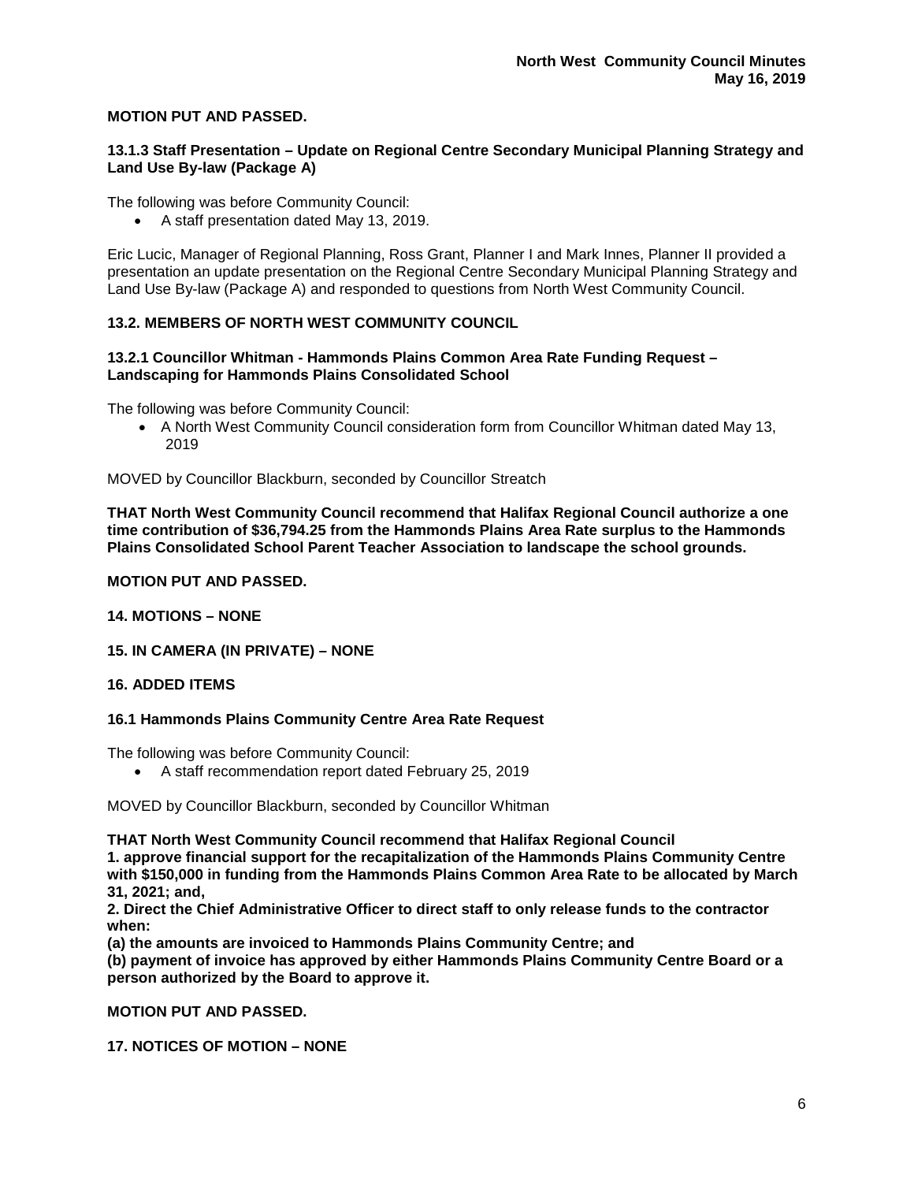**MOTION PUT AND PASSED.**

### 13.1.3 Staff Presentation – Update on Regional Centre Secondary Municipal Planning Strategy and Land Use By-law (Package A)

The following was before Community Council:

- A staff presentation dated May 13, 2019.

Eric Lucic, Manager of Regional Planning, Ross Grant, Planner I and Mark Innes, Planner II provided a presentation an update presentation on the Regional Centre Secondary Municipal Planning Strategy and Land Use By-law (Package A) and responded to questions from North West Community Council.

## 13.2. MEMBERS OF NORTH WEST COMMUNITY COUNCIL

### 13.2.1 Councillor Whitman - Hammonds Plains Common Area Rate Funding Request – Landscaping for Hammonds Plains Consolidated School

The following was before Community Council:

- A North West Community Council consideration form from Councillor Whitman dated May 13, 2019

MOVED by Councillor Blackburn, seconded by Councillor Streatch

**THAT North West Community Council recommend that Halifax Regional Council authorize a one time contribution of $36,794.25 from the Hammonds Plains Area Rate surplus to the Hammonds Plains Consolidated School Parent Teacher Association to landscape the school grounds.**

**MOTION PUT AND PASSED.**

## 14. MOTIONS – NONE

## 15. IN CAMERA (IN PRIVATE) – NONE

## 16. ADDED ITEMS

### 16.1 Hammonds Plains Community Centre Area Rate Request

The following was before Community Council:

- A staff recommendation report dated February 25, 2019

MOVED by Councillor Blackburn, seconded by Councillor Whitman

**THAT North West Community Council recommend that Halifax Regional Council**
**1. approve financial support for the recapitalization of the Hammonds Plains Community Centre with $150,000 in funding from the Hammonds Plains Common Area Rate to be allocated by March 31, 2021; and,**
**2. Direct the Chief Administrative Officer to direct staff to only release funds to the contractor when:**
**(a) the amounts are invoiced to Hammonds Plains Community Centre; and**
**(b) payment of invoice has approved by either Hammonds Plains Community Centre Board or a person authorized by the Board to approve it.**

**MOTION PUT AND PASSED.**

## 17. NOTICES OF MOTION – NONE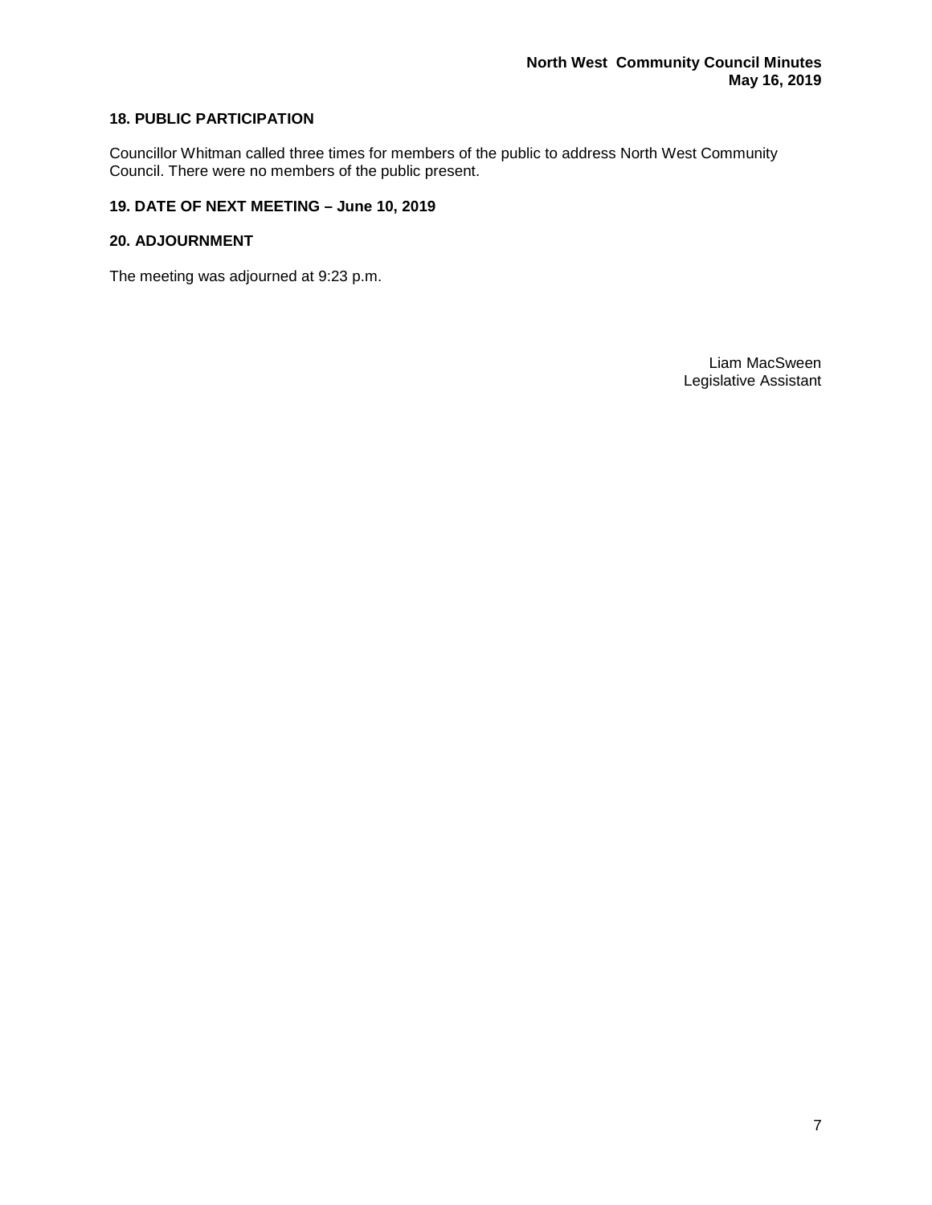## 18. PUBLIC PARTICIPATION

Councillor Whitman called three times for members of the public to address North West Community Council. There were no members of the public present.

## 19. DATE OF NEXT MEETING – June 10, 2019

## 20. ADJOURNMENT

The meeting was adjourned at 9:23 p.m.

Liam MacSween
Legislative Assistant